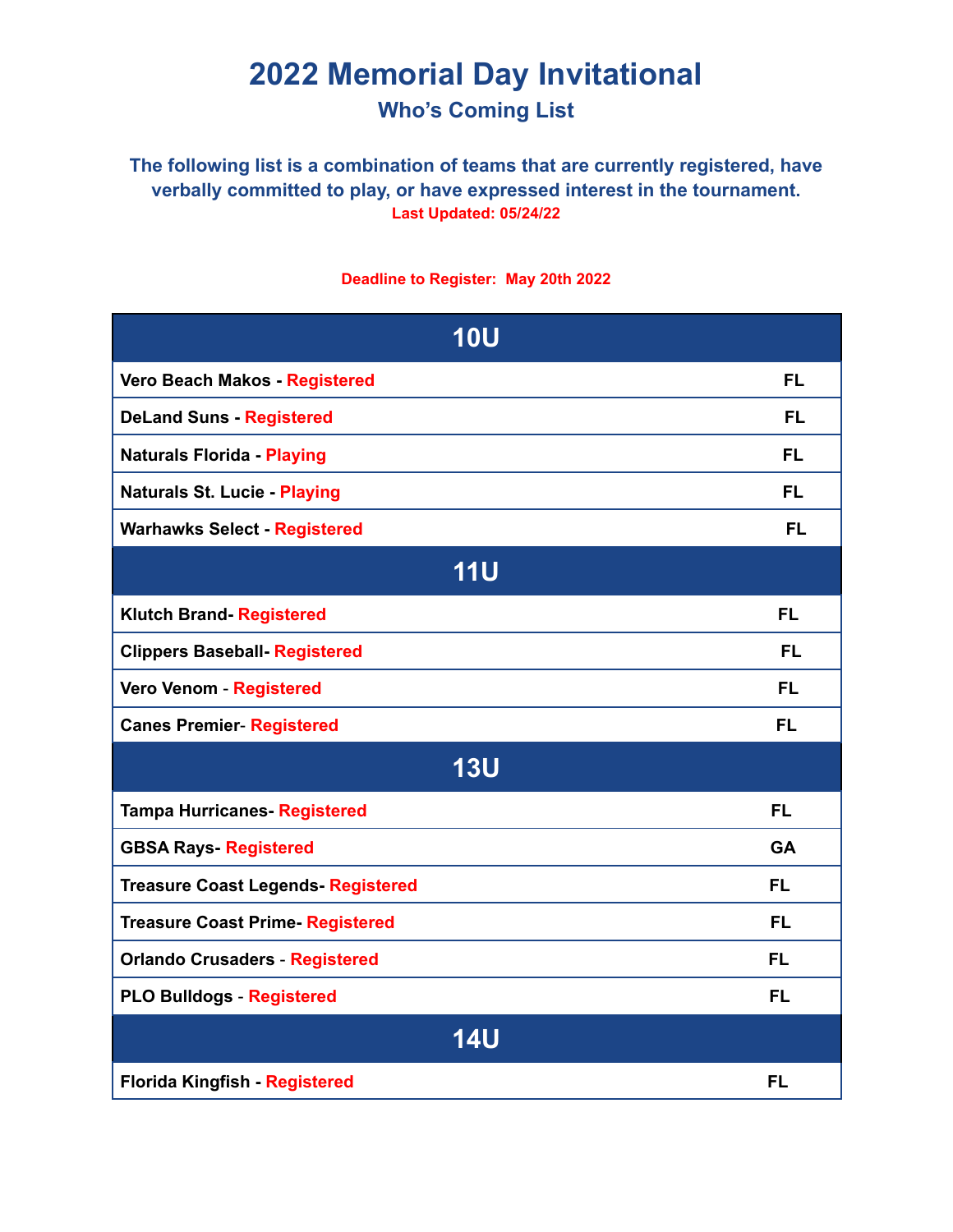# 2022 Memorial Day Invitational

## Who's Coming List

**The following list is a combination of teams that are currently registered, have verbally committed to play, or have expressed interest in the tournament.**

**Last Updated: 05/24/22**

**Deadline to Register: May 20th 2022**

| 10U | |
|---|---|
| **Vero Beach Makos - Registered** | **FL** |
| **DeLand Suns - Registered** | **FL** |
| **Naturals Florida - Playing** | **FL** |
| **Naturals St. Lucie - Playing** | **FL** |
| **Warhawks Select - Registered** | **FL** |
| **11U** | |
| **Klutch Brand- Registered** | **FL** |
| **Clippers Baseball- Registered** | **FL** |
| **Vero Venom - Registered** | **FL** |
| **Canes Premier- Registered** | **FL** |
| **13U** | |
| **Tampa Hurricanes- Registered** | **FL** |
| **GBSA Rays- Registered** | **GA** |
| **Treasure Coast Legends- Registered** | **FL** |
| **Treasure Coast Prime- Registered** | **FL** |
| **Orlando Crusaders - Registered** | **FL** |
| **PLO Bulldogs - Registered** | **FL** |
| **14U** | |
| **Florida Kingfish - Registered** | **FL** |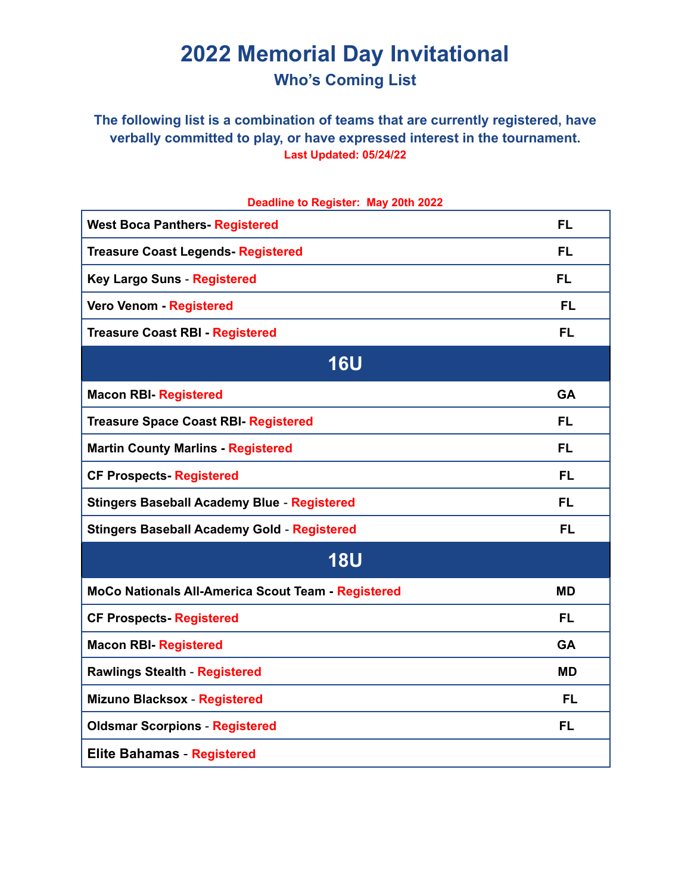# 2022 Memorial Day Invitational

## Who's Coming List

**The following list is a combination of teams that are currently registered, have verbally committed to play, or have expressed interest in the tournament.**

**Last Updated: 05/24/22**

**Deadline to Register: May 20th 2022**

| | |
|---|---|
| **West Boca Panthers- Registered** | **FL** |
| **Treasure Coast Legends- Registered** | **FL** |
| **Key Largo Suns - Registered** | **FL** |
| **Vero Venom - Registered** | **FL** |
| **Treasure Coast RBI - Registered** | **FL** |
| **16U** | |
| **Macon RBI- Registered** | **GA** |
| **Treasure Space Coast RBI- Registered** | **FL** |
| **Martin County Marlins - Registered** | **FL** |
| **CF Prospects- Registered** | **FL** |
| **Stingers Baseball Academy Blue - Registered** | **FL** |
| **Stingers Baseball Academy Gold - Registered** | **FL** |
| **18U** | |
| **MoCo Nationals All-America Scout Team - Registered** | **MD** |
| **CF Prospects- Registered** | **FL** |
| **Macon RBI- Registered** | **GA** |
| **Rawlings Stealth - Registered** | **MD** |
| **Mizuno Blacksox - Registered** | **FL** |
| **Oldsmar Scorpions - Registered** | **FL** |
| **Elite Bahamas - Registered** | |